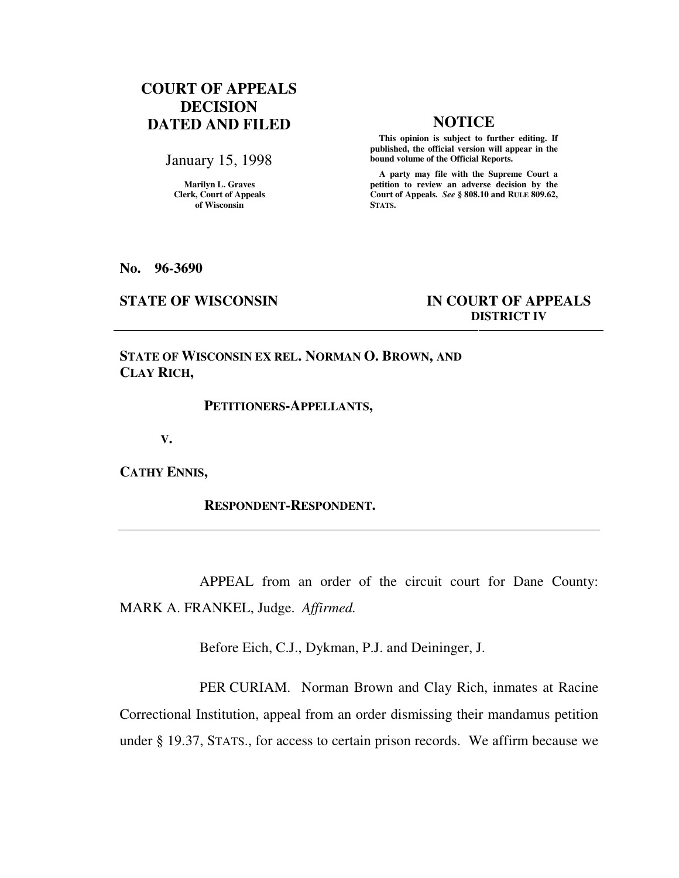**COURT OF APPEALS DECISION DATED AND FILED**

January 15, 1998

Marilyn L. Graves
Clerk, Court of Appeals
of Wisconsin

**NOTICE**

**This opinion is subject to further editing. If published, the official version will appear in the bound volume of the Official Reports.**

**A party may file with the Supreme Court a petition to review an adverse decision by the Court of Appeals.** ***See*** **§ 808.10 and RULE 809.62, STATS.**

**No. 96-3690**

**STATE OF WISCONSIN** **IN COURT OF APPEALS**
**DISTRICT IV**

---

**STATE OF WISCONSIN EX REL. NORMAN O. BROWN, AND CLAY RICH,**

**PETITIONERS-APPELLANTS,**

**V.**

**CATHY ENNIS,**

**RESPONDENT-RESPONDENT.**

---

APPEAL from an order of the circuit court for Dane County: MARK A. FRANKEL, Judge. *Affirmed.*

Before Eich, C.J., Dykman, P.J. and Deininger, J.

PER CURIAM. Norman Brown and Clay Rich, inmates at Racine Correctional Institution, appeal from an order dismissing their mandamus petition under § 19.37, STATS., for access to certain prison records. We affirm because we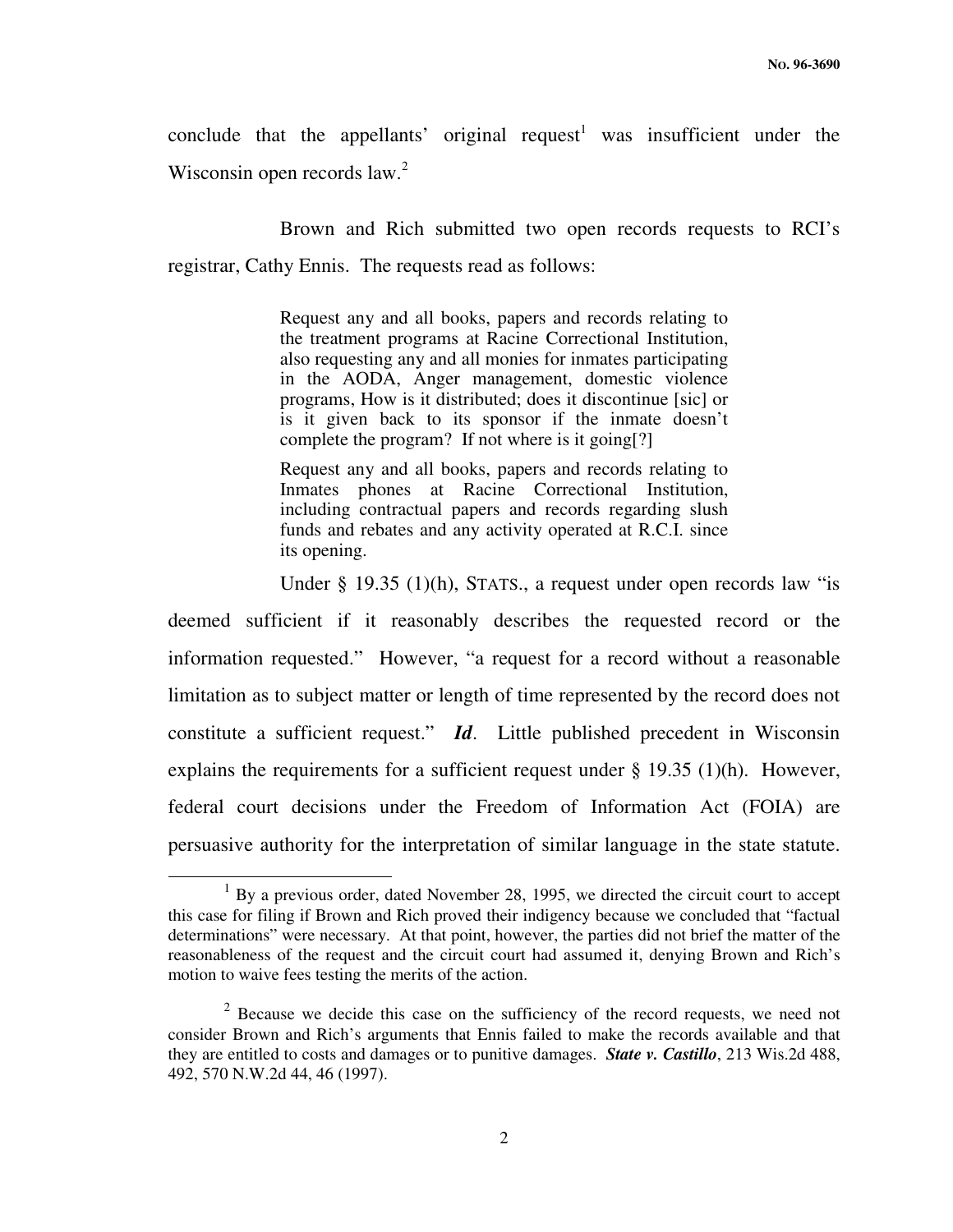conclude that the appellants' original request[1] was insufficient under the Wisconsin open records law.[2]

Brown and Rich submitted two open records requests to RCI's registrar, Cathy Ennis. The requests read as follows:

> Request any and all books, papers and records relating to the treatment programs at Racine Correctional Institution, also requesting any and all monies for inmates participating in the AODA, Anger management, domestic violence programs, How is it distributed; does it discontinue [sic] or is it given back to its sponsor if the inmate doesn't complete the program? If not where is it going[?]
>
> Request any and all books, papers and records relating to Inmates phones at Racine Correctional Institution, including contractual papers and records regarding slush funds and rebates and any activity operated at R.C.I. since its opening.

Under § 19.35 (1)(h), STATS., a request under open records law "is deemed sufficient if it reasonably describes the requested record or the information requested." However, "a request for a record without a reasonable limitation as to subject matter or length of time represented by the record does not constitute a sufficient request." ***Id***. Little published precedent in Wisconsin explains the requirements for a sufficient request under § 19.35 (1)(h). However, federal court decisions under the Freedom of Information Act (FOIA) are persuasive authority for the interpretation of similar language in the state statute.

---

[1] By a previous order, dated November 28, 1995, we directed the circuit court to accept this case for filing if Brown and Rich proved their indigency because we concluded that "factual determinations" were necessary. At that point, however, the parties did not brief the matter of the reasonableness of the request and the circuit court had assumed it, denying Brown and Rich's motion to waive fees testing the merits of the action.

[2] Because we decide this case on the sufficiency of the record requests, we need not consider Brown and Rich's arguments that Ennis failed to make the records available and that they are entitled to costs and damages or to punitive damages. ***State v. Castillo***, 213 Wis.2d 488, 492, 570 N.W.2d 44, 46 (1997).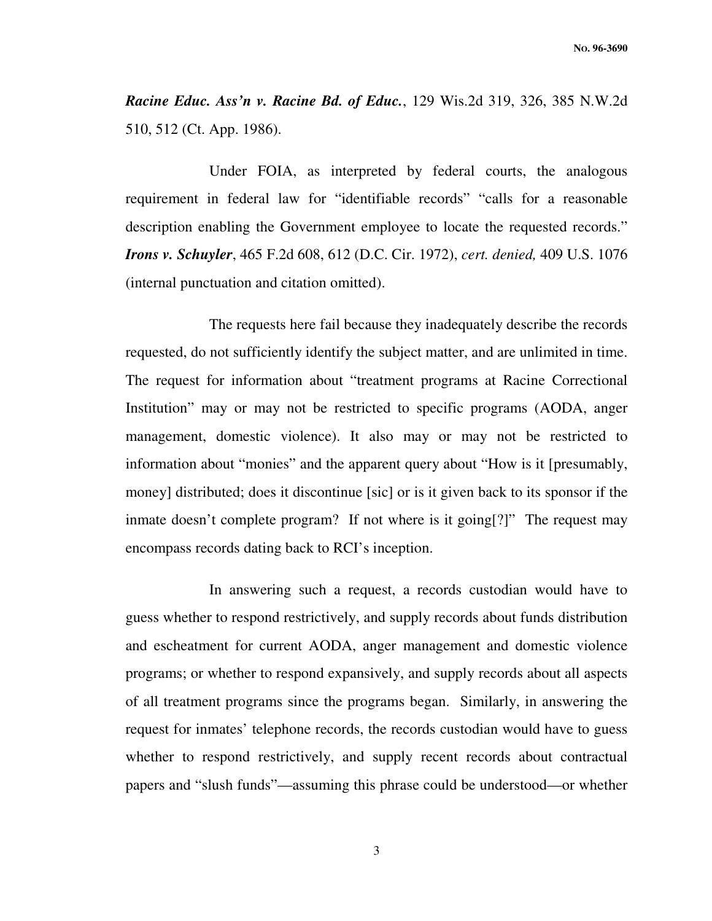***Racine Educ. Ass'n v. Racine Bd. of Educ.***, 129 Wis.2d 319, 326, 385 N.W.2d 510, 512 (Ct. App. 1986).

Under FOIA, as interpreted by federal courts, the analogous requirement in federal law for "identifiable records" "calls for a reasonable description enabling the Government employee to locate the requested records." ***Irons v. Schuyler***, 465 F.2d 608, 612 (D.C. Cir. 1972), *cert. denied,* 409 U.S. 1076 (internal punctuation and citation omitted).

The requests here fail because they inadequately describe the records requested, do not sufficiently identify the subject matter, and are unlimited in time. The request for information about "treatment programs at Racine Correctional Institution" may or may not be restricted to specific programs (AODA, anger management, domestic violence). It also may or may not be restricted to information about "monies" and the apparent query about "How is it [presumably, money] distributed; does it discontinue [sic] or is it given back to its sponsor if the inmate doesn't complete program? If not where is it going[?]" The request may encompass records dating back to RCI's inception.

In answering such a request, a records custodian would have to guess whether to respond restrictively, and supply records about funds distribution and escheatment for current AODA, anger management and domestic violence programs; or whether to respond expansively, and supply records about all aspects of all treatment programs since the programs began. Similarly, in answering the request for inmates' telephone records, the records custodian would have to guess whether to respond restrictively, and supply recent records about contractual papers and "slush funds"—assuming this phrase could be understood—or whether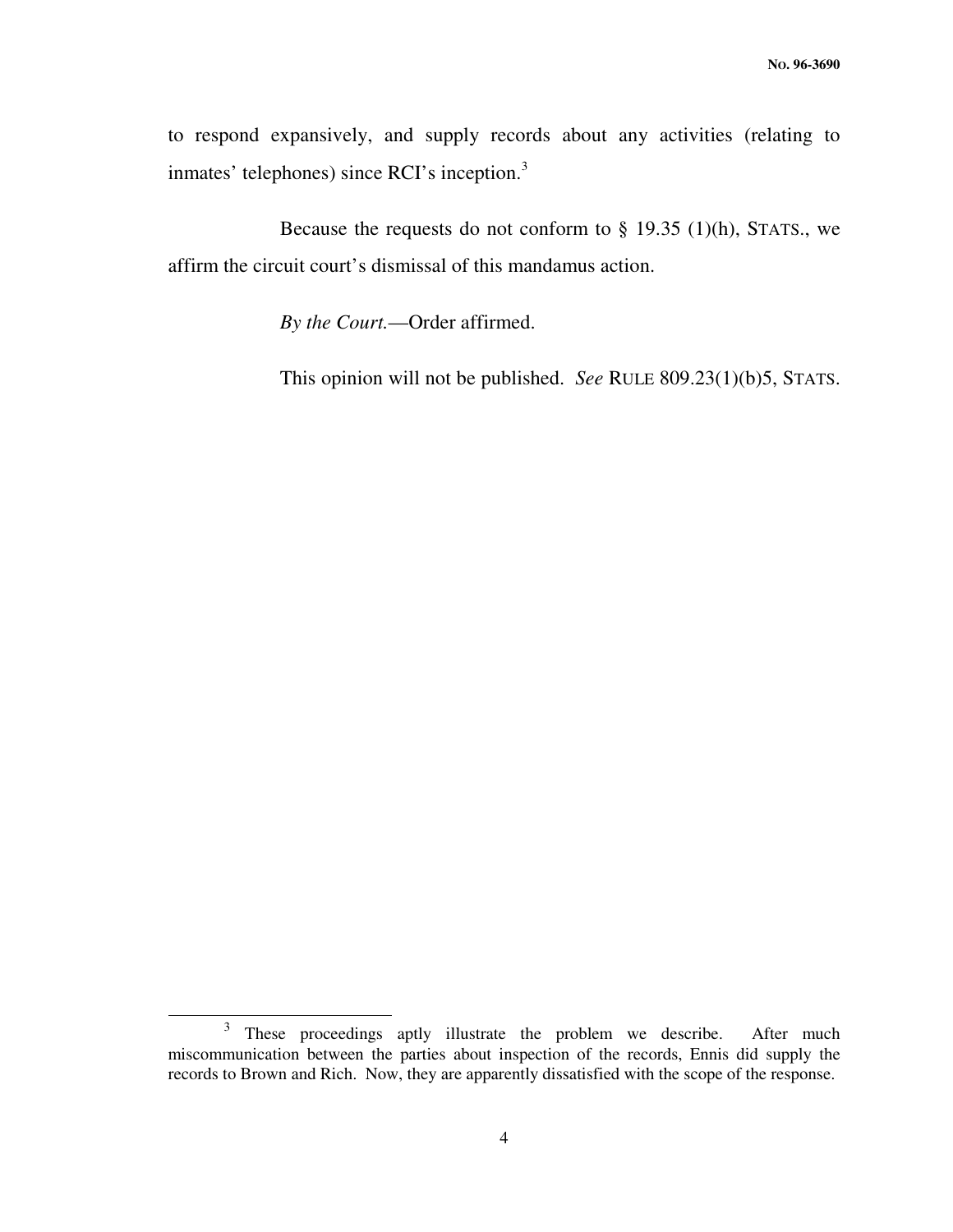to respond expansively, and supply records about any activities (relating to inmates' telephones) since RCI's inception.[3]

Because the requests do not conform to § 19.35 (1)(h), STATS., we affirm the circuit court's dismissal of this mandamus action.

*By the Court.*—Order affirmed.

This opinion will not be published. *See* RULE 809.23(1)(b)5, STATS.

---

[3] These proceedings aptly illustrate the problem we describe. After much miscommunication between the parties about inspection of the records, Ennis did supply the records to Brown and Rich. Now, they are apparently dissatisfied with the scope of the response.